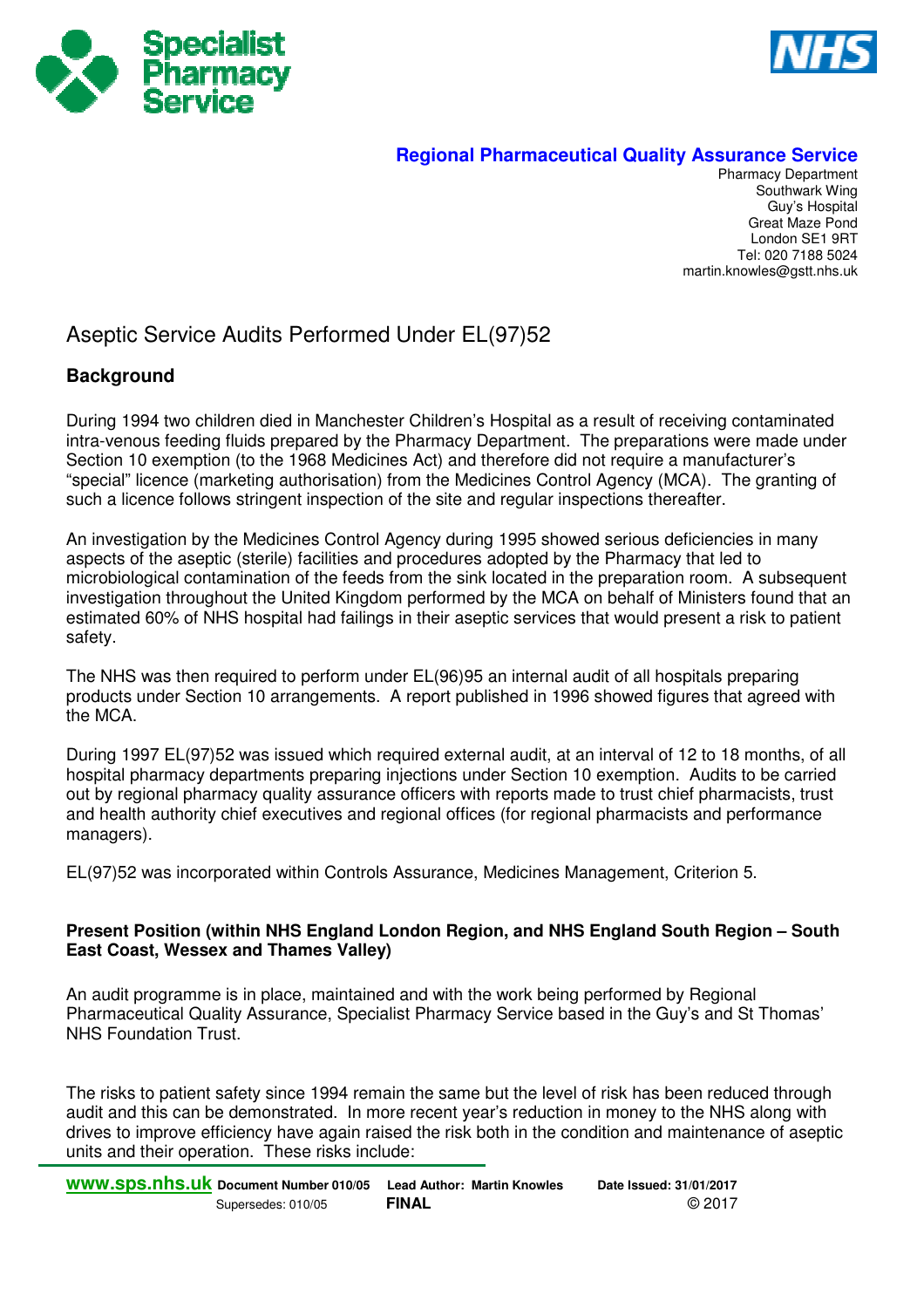**Regional Pharmaceutical Quality Assurance Service**

Pharmacy Department
Southwark Wing
Guy's Hospital
Great Maze Pond
London SE1 9RT
Tel: 020 7188 5024
martin.knowles@gstt.nhs.uk

# Aseptic Service Audits Performed Under EL(97)52

## Background

During 1994 two children died in Manchester Children's Hospital as a result of receiving contaminated intra-venous feeding fluids prepared by the Pharmacy Department. The preparations were made under Section 10 exemption (to the 1968 Medicines Act) and therefore did not require a manufacturer's "special" licence (marketing authorisation) from the Medicines Control Agency (MCA). The granting of such a licence follows stringent inspection of the site and regular inspections thereafter.

An investigation by the Medicines Control Agency during 1995 showed serious deficiencies in many aspects of the aseptic (sterile) facilities and procedures adopted by the Pharmacy that led to microbiological contamination of the feeds from the sink located in the preparation room. A subsequent investigation throughout the United Kingdom performed by the MCA on behalf of Ministers found that an estimated 60% of NHS hospital had failings in their aseptic services that would present a risk to patient safety.

The NHS was then required to perform under EL(96)95 an internal audit of all hospitals preparing products under Section 10 arrangements. A report published in 1996 showed figures that agreed with the MCA.

During 1997 EL(97)52 was issued which required external audit, at an interval of 12 to 18 months, of all hospital pharmacy departments preparing injections under Section 10 exemption. Audits to be carried out by regional pharmacy quality assurance officers with reports made to trust chief pharmacists, trust and health authority chief executives and regional offices (for regional pharmacists and performance managers).

EL(97)52 was incorporated within Controls Assurance, Medicines Management, Criterion 5.

## Present Position (within NHS England London Region, and NHS England South Region – South East Coast, Wessex and Thames Valley)

An audit programme is in place, maintained and with the work being performed by Regional Pharmaceutical Quality Assurance, Specialist Pharmacy Service based in the Guy's and St Thomas' NHS Foundation Trust.

The risks to patient safety since 1994 remain the same but the level of risk has been reduced through audit and this can be demonstrated. In more recent year's reduction in money to the NHS along with drives to improve efficiency have again raised the risk both in the condition and maintenance of aseptic units and their operation. These risks include: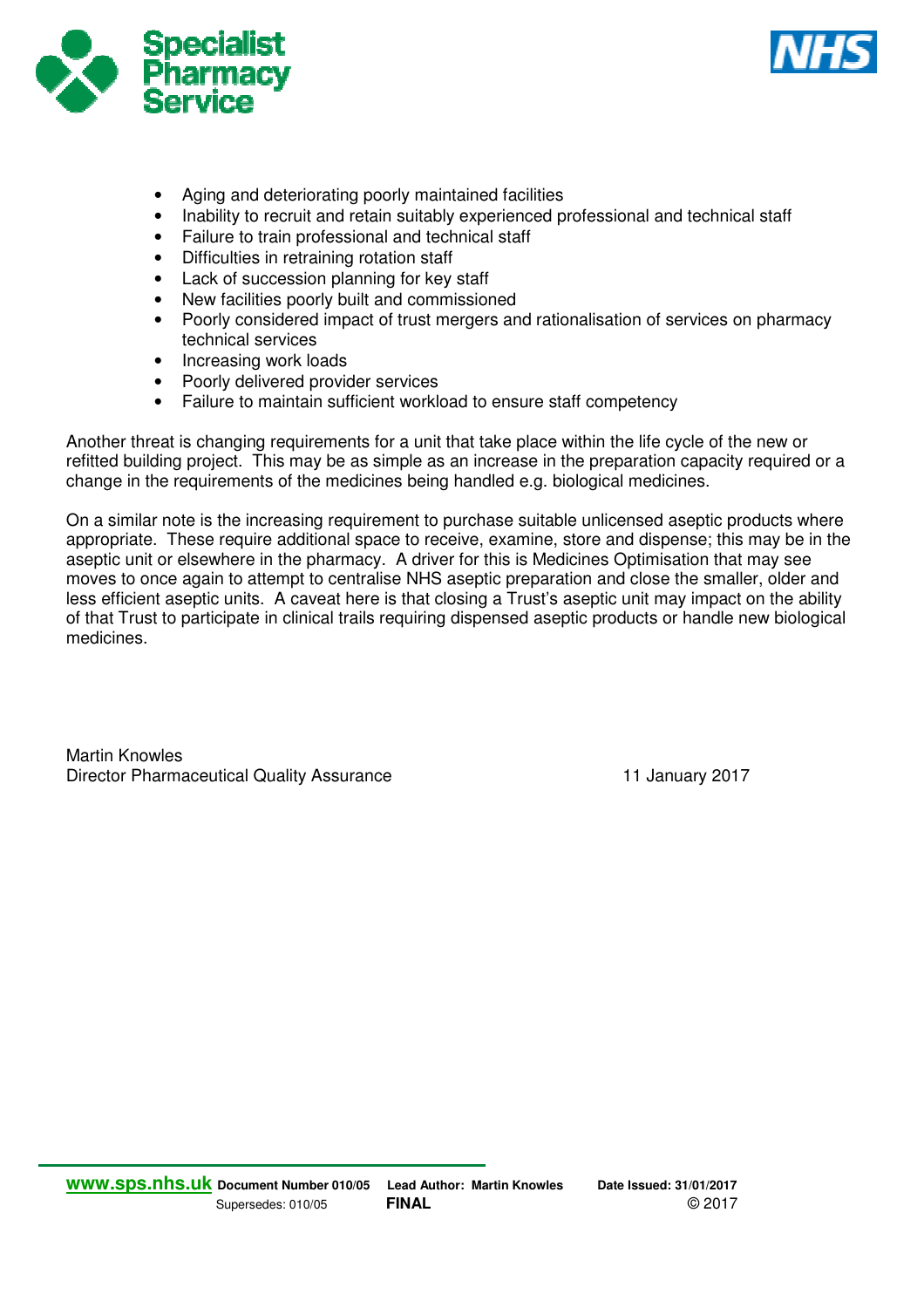- Aging and deteriorating poorly maintained facilities
- Inability to recruit and retain suitably experienced professional and technical staff
- Failure to train professional and technical staff
- Difficulties in retraining rotation staff
- Lack of succession planning for key staff
- New facilities poorly built and commissioned
- Poorly considered impact of trust mergers and rationalisation of services on pharmacy technical services
- Increasing work loads
- Poorly delivered provider services
- Failure to maintain sufficient workload to ensure staff competency

Another threat is changing requirements for a unit that take place within the life cycle of the new or refitted building project. This may be as simple as an increase in the preparation capacity required or a change in the requirements of the medicines being handled e.g. biological medicines.

On a similar note is the increasing requirement to purchase suitable unlicensed aseptic products where appropriate. These require additional space to receive, examine, store and dispense; this may be in the aseptic unit or elsewhere in the pharmacy. A driver for this is Medicines Optimisation that may see moves to once again to attempt to centralise NHS aseptic preparation and close the smaller, older and less efficient aseptic units. A caveat here is that closing a Trust's aseptic unit may impact on the ability of that Trust to participate in clinical trails requiring dispensed aseptic products or handle new biological medicines.

Martin Knowles
Director Pharmaceutical Quality Assurance

11 January 2017